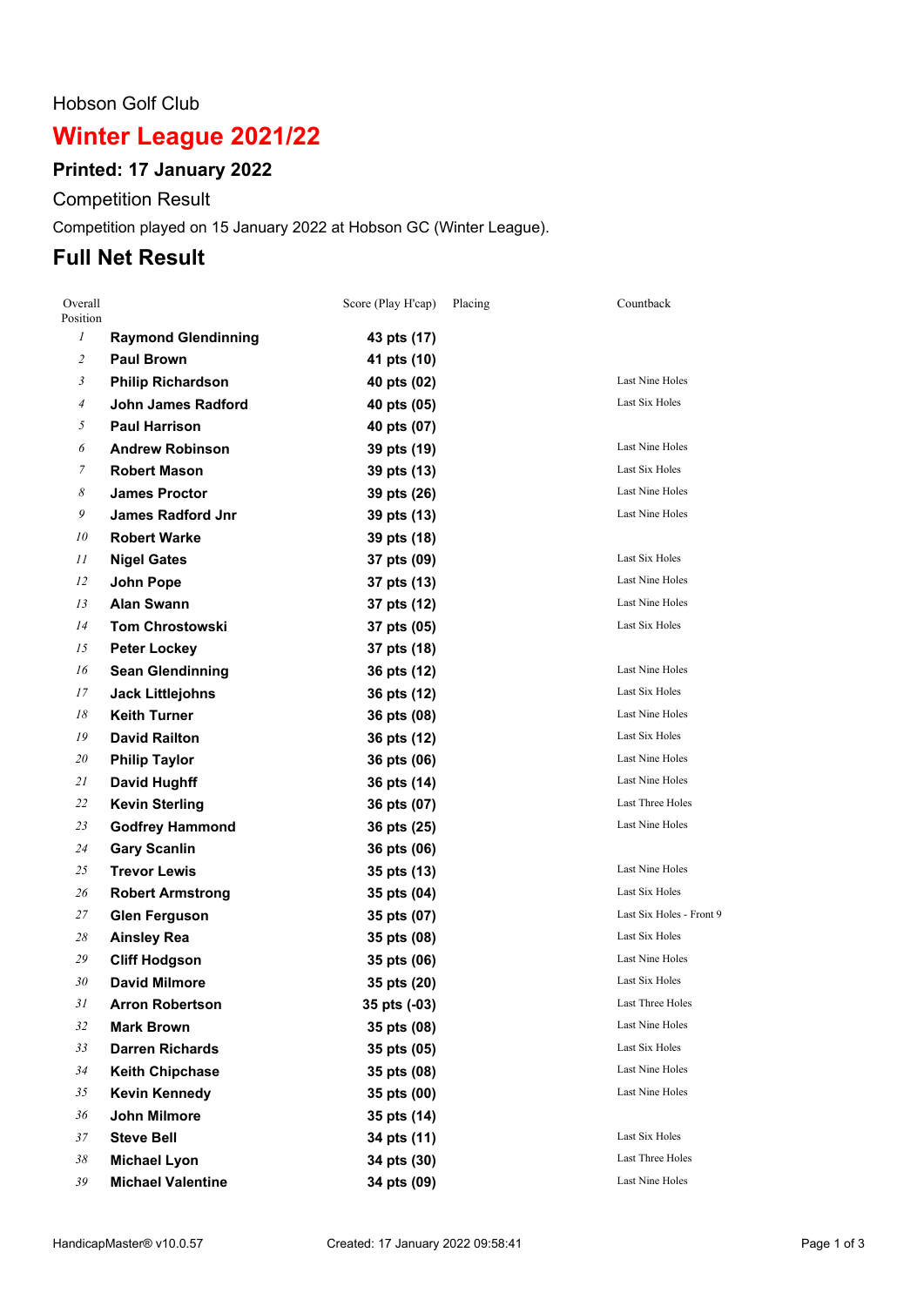Hobson Golf Club

# Winter League 2021/22

## Printed: 17 January 2022

Competition Result

Competition played on 15 January 2022 at Hobson GC (Winter League).

## Full Net Result

| Overall Position | | Score (Play H'cap) | Placing | Countback |
|---|---|---|---|---|
| 1 | **Raymond Glendinning** | **43 pts (17)** | | |
| 2 | **Paul Brown** | **41 pts (10)** | | |
| 3 | **Philip Richardson** | **40 pts (02)** | | Last Nine Holes |
| 4 | **John James Radford** | **40 pts (05)** | | Last Six Holes |
| 5 | **Paul Harrison** | **40 pts (07)** | | |
| 6 | **Andrew Robinson** | **39 pts (19)** | | Last Nine Holes |
| 7 | **Robert Mason** | **39 pts (13)** | | Last Six Holes |
| 8 | **James Proctor** | **39 pts (26)** | | Last Nine Holes |
| 9 | **James Radford Jnr** | **39 pts (13)** | | Last Nine Holes |
| 10 | **Robert Warke** | **39 pts (18)** | | |
| 11 | **Nigel Gates** | **37 pts (09)** | | Last Six Holes |
| 12 | **John Pope** | **37 pts (13)** | | Last Nine Holes |
| 13 | **Alan Swann** | **37 pts (12)** | | Last Nine Holes |
| 14 | **Tom Chrostowski** | **37 pts (05)** | | Last Six Holes |
| 15 | **Peter Lockey** | **37 pts (18)** | | |
| 16 | **Sean Glendinning** | **36 pts (12)** | | Last Nine Holes |
| 17 | **Jack Littlejohns** | **36 pts (12)** | | Last Six Holes |
| 18 | **Keith Turner** | **36 pts (08)** | | Last Nine Holes |
| 19 | **David Railton** | **36 pts (12)** | | Last Six Holes |
| 20 | **Philip Taylor** | **36 pts (06)** | | Last Nine Holes |
| 21 | **David Hughff** | **36 pts (14)** | | Last Nine Holes |
| 22 | **Kevin Sterling** | **36 pts (07)** | | Last Three Holes |
| 23 | **Godfrey Hammond** | **36 pts (25)** | | Last Nine Holes |
| 24 | **Gary Scanlin** | **36 pts (06)** | | |
| 25 | **Trevor Lewis** | **35 pts (13)** | | Last Nine Holes |
| 26 | **Robert Armstrong** | **35 pts (04)** | | Last Six Holes |
| 27 | **Glen Ferguson** | **35 pts (07)** | | Last Six Holes - Front 9 |
| 28 | **Ainsley Rea** | **35 pts (08)** | | Last Six Holes |
| 29 | **Cliff Hodgson** | **35 pts (06)** | | Last Nine Holes |
| 30 | **David Milmore** | **35 pts (20)** | | Last Six Holes |
| 31 | **Arron Robertson** | **35 pts (-03)** | | Last Three Holes |
| 32 | **Mark Brown** | **35 pts (08)** | | Last Nine Holes |
| 33 | **Darren Richards** | **35 pts (05)** | | Last Six Holes |
| 34 | **Keith Chipchase** | **35 pts (08)** | | Last Nine Holes |
| 35 | **Kevin Kennedy** | **35 pts (00)** | | Last Nine Holes |
| 36 | **John Milmore** | **35 pts (14)** | | |
| 37 | **Steve Bell** | **34 pts (11)** | | Last Six Holes |
| 38 | **Michael Lyon** | **34 pts (30)** | | Last Three Holes |
| 39 | **Michael Valentine** | **34 pts (09)** | | Last Nine Holes |

HandicapMaster® v10.0.57 Created: 17 January 2022 09:58:41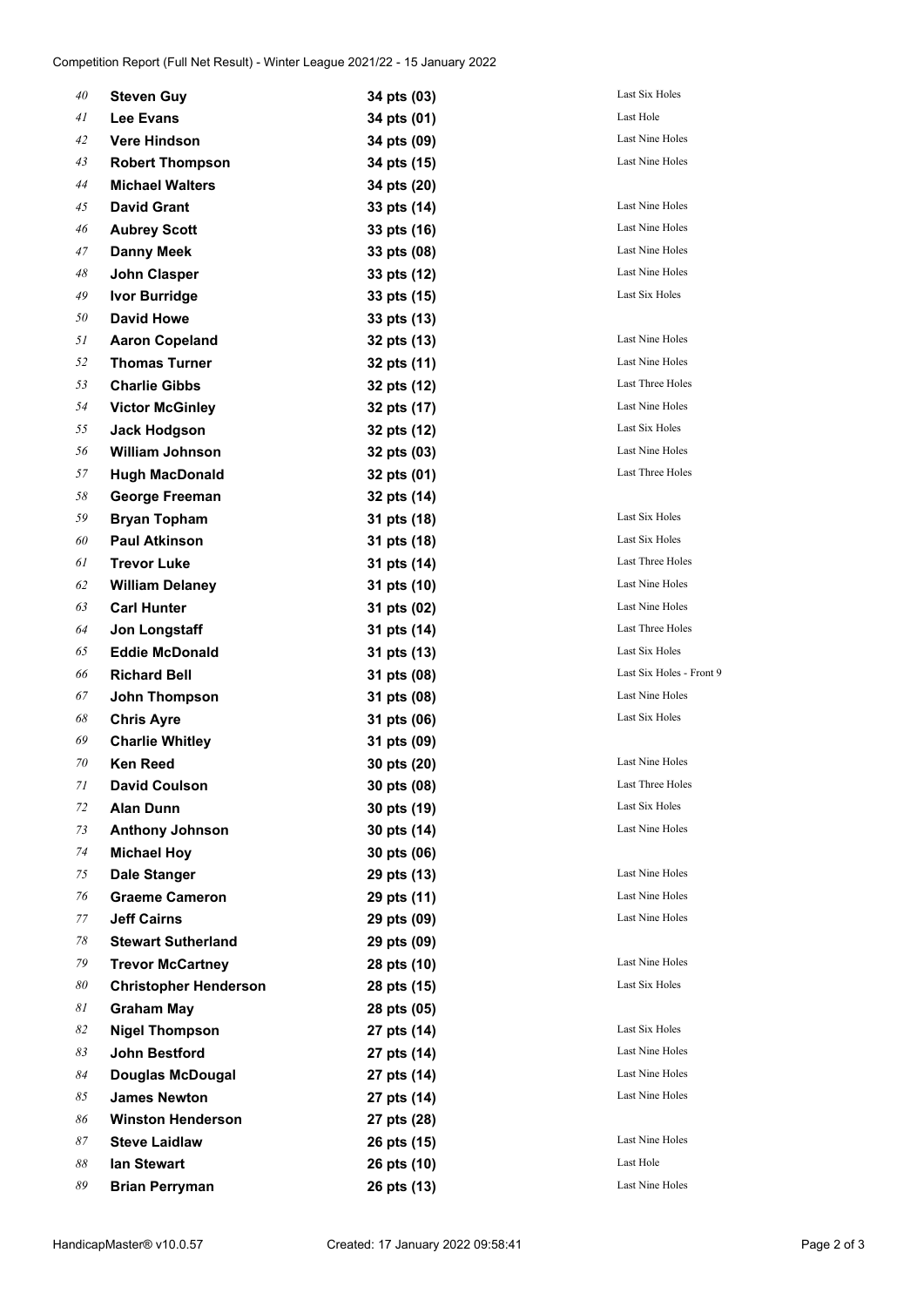| | | | |
|---|---|---|---|
| 40 | **Steven Guy** | **34 pts (03)** | Last Six Holes |
| 41 | **Lee Evans** | **34 pts (01)** | Last Hole |
| 42 | **Vere Hindson** | **34 pts (09)** | Last Nine Holes |
| 43 | **Robert Thompson** | **34 pts (15)** | Last Nine Holes |
| 44 | **Michael Walters** | **34 pts (20)** | |
| 45 | **David Grant** | **33 pts (14)** | Last Nine Holes |
| 46 | **Aubrey Scott** | **33 pts (16)** | Last Nine Holes |
| 47 | **Danny Meek** | **33 pts (08)** | Last Nine Holes |
| 48 | **John Clasper** | **33 pts (12)** | Last Nine Holes |
| 49 | **Ivor Burridge** | **33 pts (15)** | Last Six Holes |
| 50 | **David Howe** | **33 pts (13)** | |
| 51 | **Aaron Copeland** | **32 pts (13)** | Last Nine Holes |
| 52 | **Thomas Turner** | **32 pts (11)** | Last Nine Holes |
| 53 | **Charlie Gibbs** | **32 pts (12)** | Last Three Holes |
| 54 | **Victor McGinley** | **32 pts (17)** | Last Nine Holes |
| 55 | **Jack Hodgson** | **32 pts (12)** | Last Six Holes |
| 56 | **William Johnson** | **32 pts (03)** | Last Nine Holes |
| 57 | **Hugh MacDonald** | **32 pts (01)** | Last Three Holes |
| 58 | **George Freeman** | **32 pts (14)** | |
| 59 | **Bryan Topham** | **31 pts (18)** | Last Six Holes |
| 60 | **Paul Atkinson** | **31 pts (18)** | Last Six Holes |
| 61 | **Trevor Luke** | **31 pts (14)** | Last Three Holes |
| 62 | **William Delaney** | **31 pts (10)** | Last Nine Holes |
| 63 | **Carl Hunter** | **31 pts (02)** | Last Nine Holes |
| 64 | **Jon Longstaff** | **31 pts (14)** | Last Three Holes |
| 65 | **Eddie McDonald** | **31 pts (13)** | Last Six Holes |
| 66 | **Richard Bell** | **31 pts (08)** | Last Six Holes - Front 9 |
| 67 | **John Thompson** | **31 pts (08)** | Last Nine Holes |
| 68 | **Chris Ayre** | **31 pts (06)** | Last Six Holes |
| 69 | **Charlie Whitley** | **31 pts (09)** | |
| 70 | **Ken Reed** | **30 pts (20)** | Last Nine Holes |
| 71 | **David Coulson** | **30 pts (08)** | Last Three Holes |
| 72 | **Alan Dunn** | **30 pts (19)** | Last Six Holes |
| 73 | **Anthony Johnson** | **30 pts (14)** | Last Nine Holes |
| 74 | **Michael Hoy** | **30 pts (06)** | |
| 75 | **Dale Stanger** | **29 pts (13)** | Last Nine Holes |
| 76 | **Graeme Cameron** | **29 pts (11)** | Last Nine Holes |
| 77 | **Jeff Cairns** | **29 pts (09)** | Last Nine Holes |
| 78 | **Stewart Sutherland** | **29 pts (09)** | |
| 79 | **Trevor McCartney** | **28 pts (10)** | Last Nine Holes |
| 80 | **Christopher Henderson** | **28 pts (15)** | Last Six Holes |
| 81 | **Graham May** | **28 pts (05)** | |
| 82 | **Nigel Thompson** | **27 pts (14)** | Last Six Holes |
| 83 | **John Bestford** | **27 pts (14)** | Last Nine Holes |
| 84 | **Douglas McDougal** | **27 pts (14)** | Last Nine Holes |
| 85 | **James Newton** | **27 pts (14)** | Last Nine Holes |
| 86 | **Winston Henderson** | **27 pts (28)** | |
| 87 | **Steve Laidlaw** | **26 pts (15)** | Last Nine Holes |
| 88 | **Ian Stewart** | **26 pts (10)** | Last Hole |
| 89 | **Brian Perryman** | **26 pts (13)** | Last Nine Holes |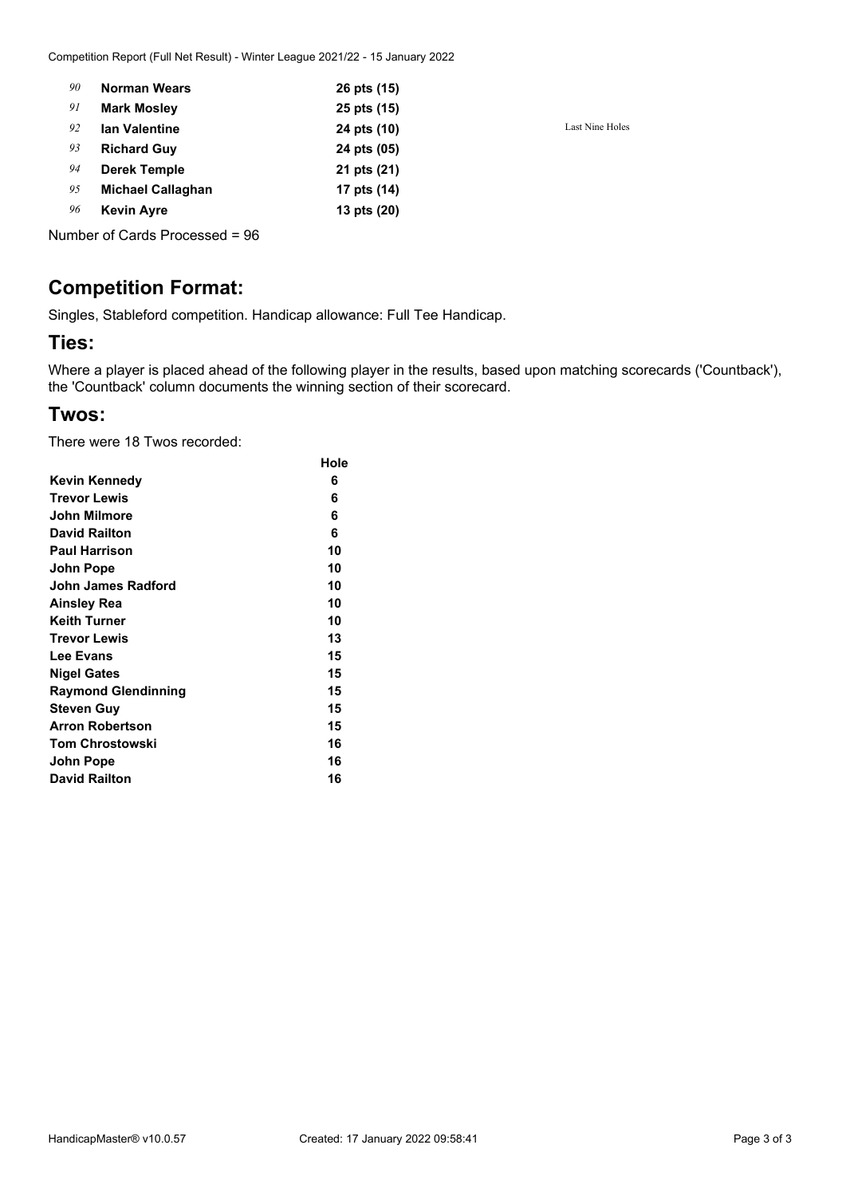| | | | |
|---|---|---|---|
| 90 | **Norman Wears** | **26 pts (15)** | |
| 91 | **Mark Mosley** | **25 pts (15)** | |
| 92 | **Ian Valentine** | **24 pts (10)** | Last Nine Holes |
| 93 | **Richard Guy** | **24 pts (05)** | |
| 94 | **Derek Temple** | **21 pts (21)** | |
| 95 | **Michael Callaghan** | **17 pts (14)** | |
| 96 | **Kevin Ayre** | **13 pts (20)** | |

Number of Cards Processed = 96

## Competition Format:

Singles, Stableford competition. Handicap allowance: Full Tee Handicap.

## Ties:

Where a player is placed ahead of the following player in the results, based upon matching scorecards ('Countback'), the 'Countback' column documents the winning section of their scorecard.

## Twos:

There were 18 Twos recorded:

| | Hole |
|---|---|
| **Kevin Kennedy** | 6 |
| **Trevor Lewis** | 6 |
| **John Milmore** | 6 |
| **David Railton** | 6 |
| **Paul Harrison** | 10 |
| **John Pope** | 10 |
| **John James Radford** | 10 |
| **Ainsley Rea** | 10 |
| **Keith Turner** | 10 |
| **Trevor Lewis** | 13 |
| **Lee Evans** | 15 |
| **Nigel Gates** | 15 |
| **Raymond Glendinning** | 15 |
| **Steven Guy** | 15 |
| **Arron Robertson** | 15 |
| **Tom Chrostowski** | 16 |
| **John Pope** | 16 |
| **David Railton** | 16 |